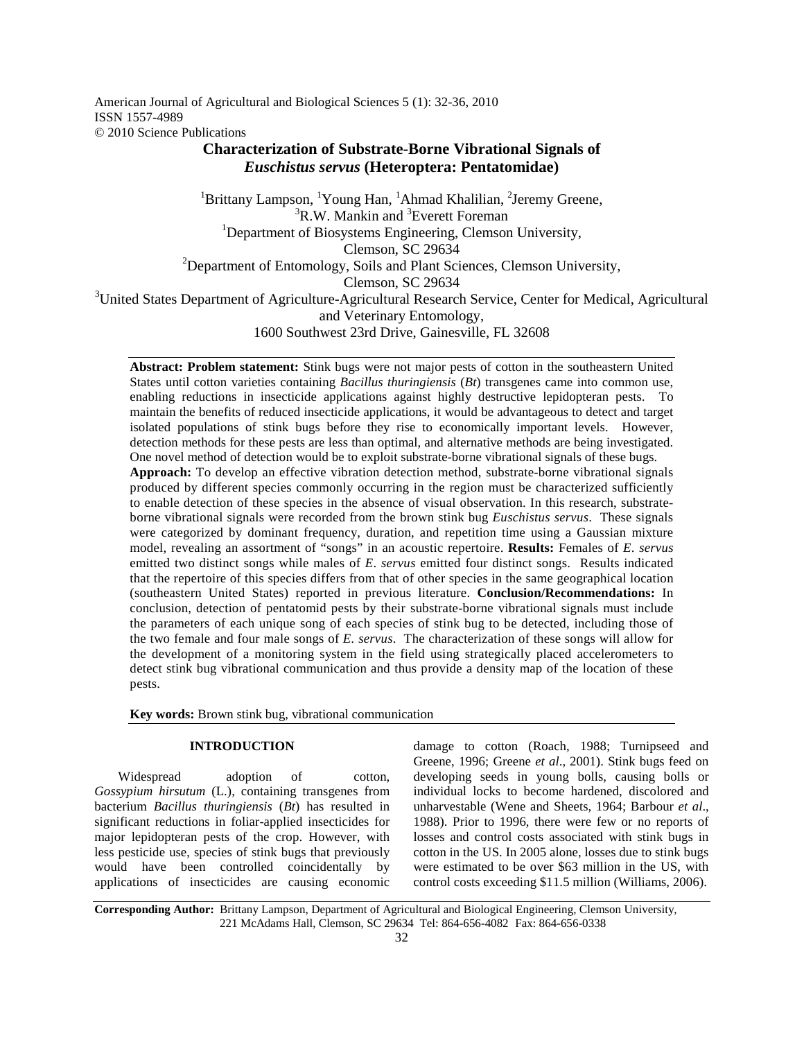American Journal of Agricultural and Biological Sciences 5 (1): 32-36, 2010
ISSN 1557-4989
© 2010 Science Publications

# Characterization of Substrate-Borne Vibrational Signals of *Euschistus servus* (Heteroptera: Pentatomidae)

[1]Brittany Lampson, [1]Young Han, [1]Ahmad Khalilian, [2]Jeremy Greene, [3]R.W. Mankin and [3]Everett Foreman

[1]Department of Biosystems Engineering, Clemson University, Clemson, SC 29634

[2]Department of Entomology, Soils and Plant Sciences, Clemson University, Clemson, SC 29634

[3]United States Department of Agriculture-Agricultural Research Service, Center for Medical, Agricultural and Veterinary Entomology, 1600 Southwest 23rd Drive, Gainesville, FL 32608

**Abstract: Problem statement:** Stink bugs were not major pests of cotton in the southeastern United States until cotton varieties containing *Bacillus thuringiensis* (*Bt*) transgenes came into common use, enabling reductions in insecticide applications against highly destructive lepidopteran pests. To maintain the benefits of reduced insecticide applications, it would be advantageous to detect and target isolated populations of stink bugs before they rise to economically important levels. However, detection methods for these pests are less than optimal, and alternative methods are being investigated. One novel method of detection would be to exploit substrate-borne vibrational signals of these bugs. **Approach:** To develop an effective vibration detection method, substrate-borne vibrational signals produced by different species commonly occurring in the region must be characterized sufficiently to enable detection of these species in the absence of visual observation. In this research, substrate-borne vibrational signals were recorded from the brown stink bug *Euschistus servus*. These signals were categorized by dominant frequency, duration, and repetition time using a Gaussian mixture model, revealing an assortment of "songs" in an acoustic repertoire. **Results:** Females of *E. servus* emitted two distinct songs while males of *E. servus* emitted four distinct songs. Results indicated that the repertoire of this species differs from that of other species in the same geographical location (southeastern United States) reported in previous literature. **Conclusion/Recommendations:** In conclusion, detection of pentatomid pests by their substrate-borne vibrational signals must include the parameters of each unique song of each species of stink bug to be detected, including those of the two female and four male songs of *E. servus*. The characterization of these songs will allow for the development of a monitoring system in the field using strategically placed accelerometers to detect stink bug vibrational communication and thus provide a density map of the location of these pests.

**Key words:** Brown stink bug, vibrational communication

## INTRODUCTION

Widespread adoption of cotton, *Gossypium hirsutum* (L.), containing transgenes from bacterium *Bacillus thuringiensis* (*Bt*) has resulted in significant reductions in foliar-applied insecticides for major lepidopteran pests of the crop. However, with less pesticide use, species of stink bugs that previously would have been controlled coincidentally by applications of insecticides are causing economic damage to cotton (Roach, 1988; Turnipseed and Greene, 1996; Greene *et al*., 2001). Stink bugs feed on developing seeds in young bolls, causing bolls or individual locks to become hardened, discolored and unharvestable (Wene and Sheets, 1964; Barbour *et al*., 1988). Prior to 1996, there were few or no reports of losses and control costs associated with stink bugs in cotton in the US. In 2005 alone, losses due to stink bugs were estimated to be over $63 million in the US, with control costs exceeding $11.5 million (Williams, 2006).

**Corresponding Author:** Brittany Lampson, Department of Agricultural and Biological Engineering, Clemson University, 221 McAdams Hall, Clemson, SC 29634 Tel: 864-656-4082 Fax: 864-656-0338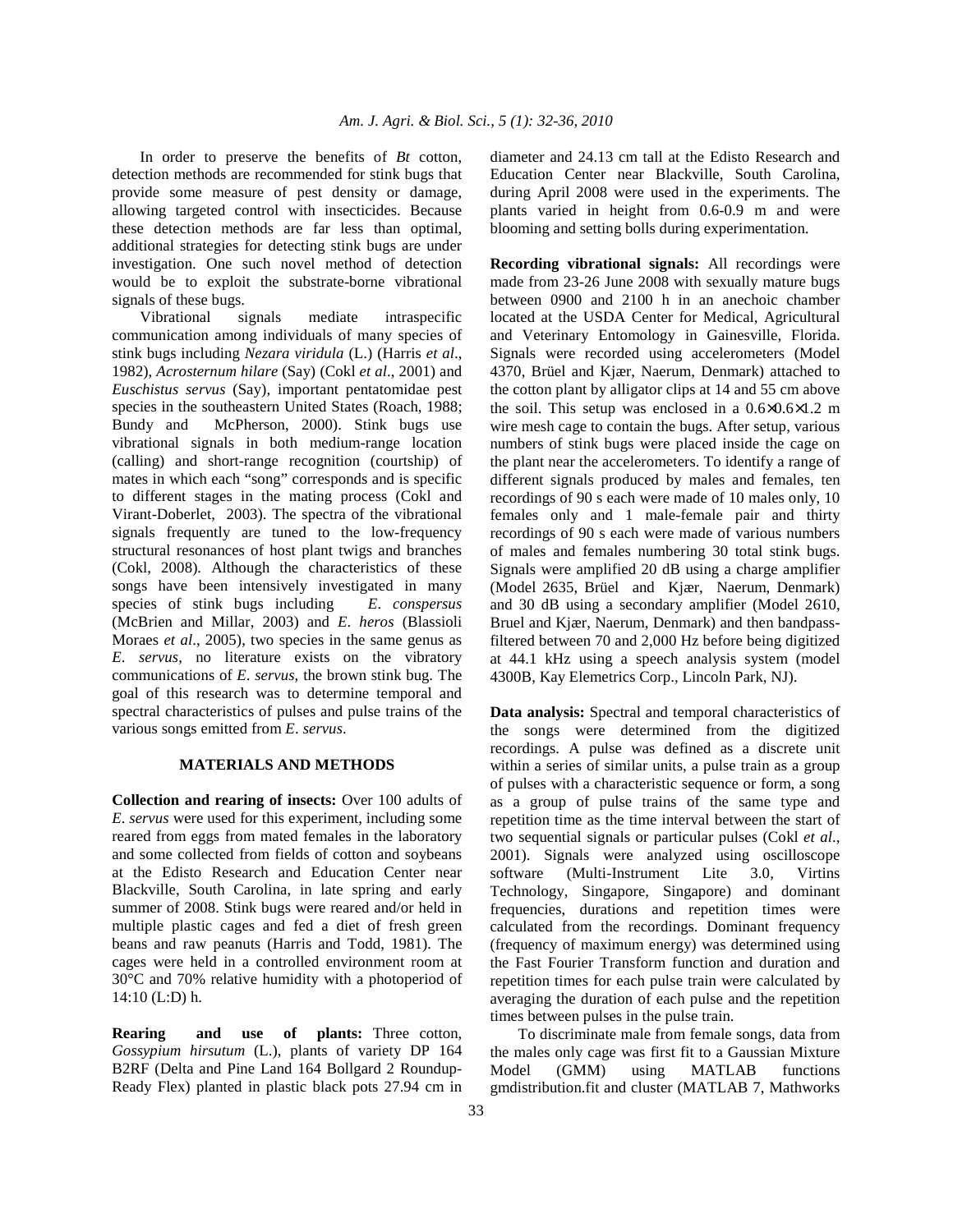In order to preserve the benefits of *Bt* cotton, detection methods are recommended for stink bugs that provide some measure of pest density or damage, allowing targeted control with insecticides. Because these detection methods are far less than optimal, additional strategies for detecting stink bugs are under investigation. One such novel method of detection would be to exploit the substrate-borne vibrational signals of these bugs.

Vibrational signals mediate intraspecific communication among individuals of many species of stink bugs including *Nezara viridula* (L.) (Harris *et al*., 1982), *Acrosternum hilare* (Say) (Cokl *et al*., 2001) and *Euschistus servus* (Say), important pentatomidae pest species in the southeastern United States (Roach, 1988; Bundy and McPherson, 2000). Stink bugs use vibrational signals in both medium-range location (calling) and short-range recognition (courtship) of mates in which each "song" corresponds and is specific to different stages in the mating process (Cokl and Virant-Doberlet, 2003). The spectra of the vibrational signals frequently are tuned to the low-frequency structural resonances of host plant twigs and branches (Cokl, 2008). Although the characteristics of these songs have been intensively investigated in many species of stink bugs including *E. conspersus* (McBrien and Millar, 2003) and *E. heros* (Blassioli Moraes *et al*., 2005), two species in the same genus as *E. servus*, no literature exists on the vibratory communications of *E. servus*, the brown stink bug. The goal of this research was to determine temporal and spectral characteristics of pulses and pulse trains of the various songs emitted from *E. servus*.

## MATERIALS AND METHODS

**Collection and rearing of insects:** Over 100 adults of *E. servus* were used for this experiment, including some reared from eggs from mated females in the laboratory and some collected from fields of cotton and soybeans at the Edisto Research and Education Center near Blackville, South Carolina, in late spring and early summer of 2008. Stink bugs were reared and/or held in multiple plastic cages and fed a diet of fresh green beans and raw peanuts (Harris and Todd, 1981). The cages were held in a controlled environment room at 30°C and 70% relative humidity with a photoperiod of 14:10 (L:D) h.

**Rearing and use of plants:** Three cotton, *Gossypium hirsutum* (L.), plants of variety DP 164 B2RF (Delta and Pine Land 164 Bollgard 2 Roundup-Ready Flex) planted in plastic black pots 27.94 cm in diameter and 24.13 cm tall at the Edisto Research and Education Center near Blackville, South Carolina, during April 2008 were used in the experiments. The plants varied in height from 0.6-0.9 m and were blooming and setting bolls during experimentation.

**Recording vibrational signals:** All recordings were made from 23-26 June 2008 with sexually mature bugs between 0900 and 2100 h in an anechoic chamber located at the USDA Center for Medical, Agricultural and Veterinary Entomology in Gainesville, Florida. Signals were recorded using accelerometers (Model 4370, Brüel and Kjær, Naerum, Denmark) attached to the cotton plant by alligator clips at 14 and 55 cm above the soil. This setup was enclosed in a $0.6\times0.6\times1.2$ m wire mesh cage to contain the bugs. After setup, various numbers of stink bugs were placed inside the cage on the plant near the accelerometers. To identify a range of different signals produced by males and females, ten recordings of 90 s each were made of 10 males only, 10 females only and 1 male-female pair and thirty recordings of 90 s each were made of various numbers of males and females numbering 30 total stink bugs. Signals were amplified 20 dB using a charge amplifier (Model 2635, Brüel and Kjær, Naerum, Denmark) and 30 dB using a secondary amplifier (Model 2610, Bruel and Kjær, Naerum, Denmark) and then bandpass-filtered between 70 and 2,000 Hz before being digitized at 44.1 kHz using a speech analysis system (model 4300B, Kay Elemetrics Corp., Lincoln Park, NJ).

**Data analysis:** Spectral and temporal characteristics of the songs were determined from the digitized recordings. A pulse was defined as a discrete unit within a series of similar units, a pulse train as a group of pulses with a characteristic sequence or form, a song as a group of pulse trains of the same type and repetition time as the time interval between the start of two sequential signals or particular pulses (Cokl *et al*., 2001). Signals were analyzed using oscilloscope software (Multi-Instrument Lite 3.0, Virtins Technology, Singapore, Singapore) and dominant frequencies, durations and repetition times were calculated from the recordings. Dominant frequency (frequency of maximum energy) was determined using the Fast Fourier Transform function and duration and repetition times for each pulse train were calculated by averaging the duration of each pulse and the repetition times between pulses in the pulse train.

To discriminate male from female songs, data from the males only cage was first fit to a Gaussian Mixture Model (GMM) using MATLAB functions gmdistribution.fit and cluster (MATLAB 7, Mathworks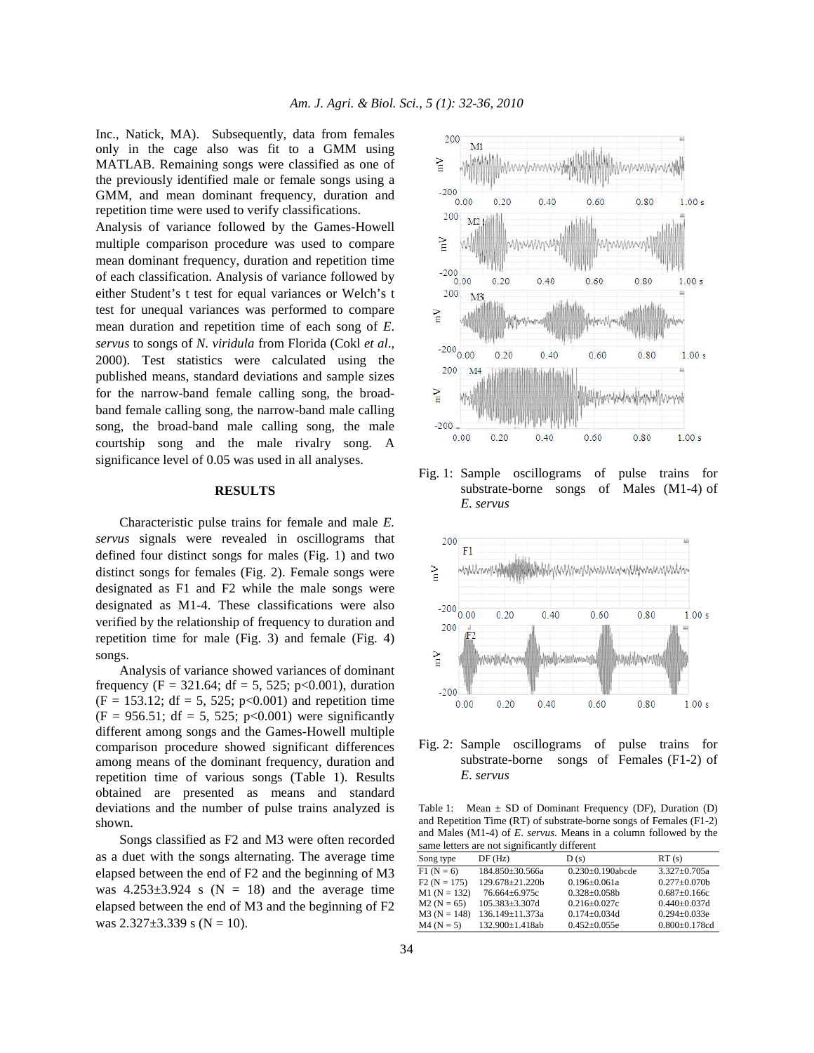Inc., Natick, MA). Subsequently, data from females only in the cage also was fit to a GMM using MATLAB. Remaining songs were classified as one of the previously identified male or female songs using a GMM, and mean dominant frequency, duration and repetition time were used to verify classifications.

Analysis of variance followed by the Games-Howell multiple comparison procedure was used to compare mean dominant frequency, duration and repetition time of each classification. Analysis of variance followed by either Student's t test for equal variances or Welch's t test for unequal variances was performed to compare mean duration and repetition time of each song of *E. servus* to songs of *N. viridula* from Florida (Cokl *et al*., 2000). Test statistics were calculated using the published means, standard deviations and sample sizes for the narrow-band female calling song, the broad-band female calling song, the narrow-band male calling song, the broad-band male calling song, the male courtship song and the male rivalry song. A significance level of 0.05 was used in all analyses.

## RESULTS

Characteristic pulse trains for female and male *E. servus* signals were revealed in oscillograms that defined four distinct songs for males (Fig. 1) and two distinct songs for females (Fig. 2). Female songs were designated as F1 and F2 while the male songs were designated as M1-4. These classifications were also verified by the relationship of frequency to duration and repetition time for male (Fig. 3) and female (Fig. 4) songs.

Analysis of variance showed variances of dominant frequency (F = 321.64; df = 5, 525; p<0.001), duration (F = 153.12; df = 5, 525; p<0.001) and repetition time (F = 956.51; df = 5, 525; p<0.001) were significantly different among songs and the Games-Howell multiple comparison procedure showed significant differences among means of the dominant frequency, duration and repetition time of various songs (Table 1). Results obtained are presented as means and standard deviations and the number of pulse trains analyzed is shown.

Songs classified as F2 and M3 were often recorded as a duet with the songs alternating. The average time elapsed between the end of F2 and the beginning of M3 was 4.253±3.924 s (N = 18) and the average time elapsed between the end of M3 and the beginning of F2 was 2.327±3.339 s (N = 10).

Fig. 1: Sample oscillograms of pulse trains for substrate-borne songs of Males (M1-4) of *E. servus*

Fig. 2: Sample oscillograms of pulse trains for substrate-borne songs of Females (F1-2) of *E. servus*

Table 1: Mean ± SD of Dominant Frequency (DF), Duration (D) and Repetition Time (RT) of substrate-borne songs of Females (F1-2) and Males (M1-4) of *E. servus*. Means in a column followed by the same letters are not significantly different

| Song type | DF (Hz) | D (s) | RT (s) |
|---|---|---|---|
| F1 (N = 6) | 184.850±30.566a | 0.230±0.190abcde | 3.327±0.705a |
| F2 (N = 175) | 129.678±21.220b | 0.196±0.061a | 0.277±0.070b |
| M1 (N = 132) | 76.664±6.975c | 0.328±0.058b | 0.687±0.166c |
| M2 (N = 65) | 105.383±3.307d | 0.216±0.027c | 0.440±0.037d |
| M3 (N = 148) | 136.149±11.373a | 0.174±0.034d | 0.294±0.033e |
| M4 (N = 5) | 132.900±1.418ab | 0.452±0.055e | 0.800±0.178cd |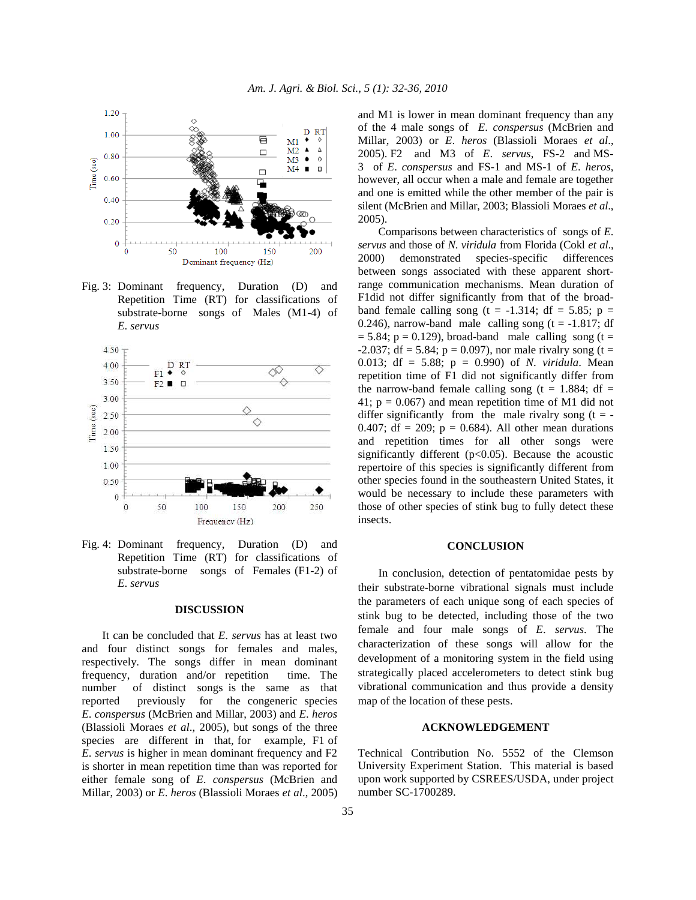Fig. 3: Dominant frequency, Duration (D) and Repetition Time (RT) for classifications of substrate-borne songs of Males (M1-4) of *E. servus*

Fig. 4: Dominant frequency, Duration (D) and Repetition Time (RT) for classifications of substrate-borne songs of Females (F1-2) of *E. servus*

## DISCUSSION

It can be concluded that *E. servus* has at least two and four distinct songs for females and males, respectively. The songs differ in mean dominant frequency, duration and/or repetition time. The number of distinct songs is the same as that reported previously for the congeneric species *E. conspersus* (McBrien and Millar, 2003) and *E. heros* (Blassioli Moraes *et al*., 2005), but songs of the three species are different in that, for example, F1 of *E. servus* is higher in mean dominant frequency and F2 is shorter in mean repetition time than was reported for either female song of *E. conspersus* (McBrien and Millar, 2003) or *E. heros* (Blassioli Moraes *et al*., 2005) and M1 is lower in mean dominant frequency than any of the 4 male songs of *E. conspersus* (McBrien and Millar, 2003) or *E. heros* (Blassioli Moraes *et al*., 2005). F2 and M3 of *E. servus*, FS-2 and MS-3 of *E. conspersus* and FS-1 and MS-1 of *E. heros*, however, all occur when a male and female are together and one is emitted while the other member of the pair is silent (McBrien and Millar, 2003; Blassioli Moraes *et al*., 2005).

Comparisons between characteristics of songs of *E. servus* and those of *N. viridula* from Florida (Cokl *et al*., 2000) demonstrated species-specific differences between songs associated with these apparent short-range communication mechanisms. Mean duration of F1did not differ significantly from that of the broad-band female calling song ($t = -1.314$; $df = 5.85$; $p = 0.246$), narrow-band male calling song ($t = -1.817$; $df = 5.84$; $p = 0.129$), broad-band male calling song ($t = -2.037$; $df = 5.84$; $p = 0.097$), nor male rivalry song ($t = 0.013$; $df = 5.88$; $p = 0.990$) of *N. viridula*. Mean repetition time of F1 did not significantly differ from the narrow-band female calling song ($t = 1.884$; $df = 41$; $p = 0.067$) and mean repetition time of M1 did not differ significantly from the male rivalry song ($t = -0.407$; $df = 209$; $p = 0.684$). All other mean durations and repetition times for all other songs were significantly different ($p<0.05$). Because the acoustic repertoire of this species is significantly different from other species found in the southeastern United States, it would be necessary to include these parameters with those of other species of stink bug to fully detect these insects.

## CONCLUSION

In conclusion, detection of pentatomidae pests by their substrate-borne vibrational signals must include the parameters of each unique song of each species of stink bug to be detected, including those of the two female and four male songs of *E. servus*. The characterization of these songs will allow for the development of a monitoring system in the field using strategically placed accelerometers to detect stink bug vibrational communication and thus provide a density map of the location of these pests.

## ACKNOWLEDGEMENT

Technical Contribution No. 5552 of the Clemson University Experiment Station. This material is based upon work supported by CSREES/USDA, under project number SC-1700289.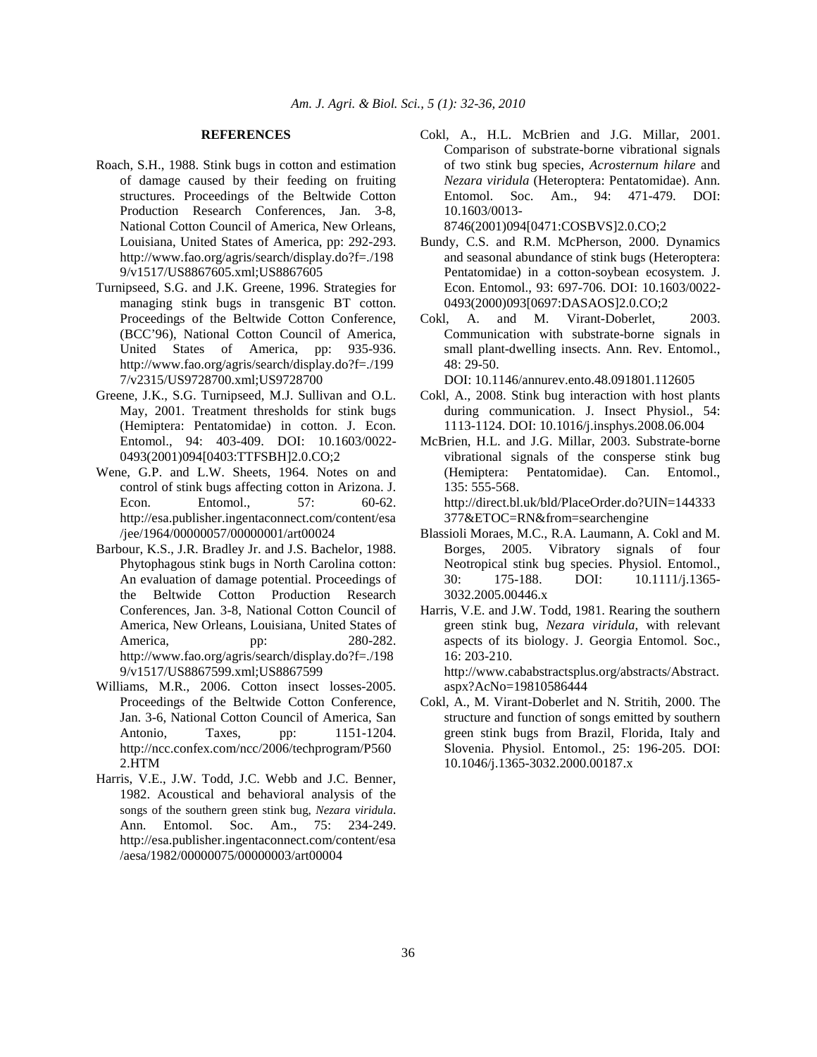## REFERENCES

Roach, S.H., 1988. Stink bugs in cotton and estimation of damage caused by their feeding on fruiting structures. Proceedings of the Beltwide Cotton Production Research Conferences, Jan. 3-8, National Cotton Council of America, New Orleans, Louisiana, United States of America, pp: 292-293. http://www.fao.org/agris/search/display.do?f=./1989/v1517/US8867605.xml;US8867605

Turnipseed, S.G. and J.K. Greene, 1996. Strategies for managing stink bugs in transgenic BT cotton. Proceedings of the Beltwide Cotton Conference, (BCC'96), National Cotton Council of America, United States of America, pp: 935-936. http://www.fao.org/agris/search/display.do?f=./1997/v2315/US9728700.xml;US9728700

Greene, J.K., S.G. Turnipseed, M.J. Sullivan and O.L. May, 2001. Treatment thresholds for stink bugs (Hemiptera: Pentatomidae) in cotton. J. Econ. Entomol., 94: 403-409. DOI: 10.1603/0022-0493(2001)094[0403:TTFSBH]2.0.CO;2

Wene, G.P. and L.W. Sheets, 1964. Notes on and control of stink bugs affecting cotton in Arizona. J. Econ. Entomol., 57: 60-62. http://esa.publisher.ingentaconnect.com/content/esa/jee/1964/00000057/00000001/art00024

Barbour, K.S., J.R. Bradley Jr. and J.S. Bachelor, 1988. Phytophagous stink bugs in North Carolina cotton: An evaluation of damage potential. Proceedings of the Beltwide Cotton Production Research Conferences, Jan. 3-8, National Cotton Council of America, New Orleans, Louisiana, United States of America, pp: 280-282. http://www.fao.org/agris/search/display.do?f=./1989/v1517/US8867599.xml;US8867599

Williams, M.R., 2006. Cotton insect losses-2005. Proceedings of the Beltwide Cotton Conference, Jan. 3-6, National Cotton Council of America, San Antonio, Taxes, pp: 1151-1204. http://ncc.confex.com/ncc/2006/techprogram/P5602.HTM

Harris, V.E., J.W. Todd, J.C. Webb and J.C. Benner, 1982. Acoustical and behavioral analysis of the songs of the southern green stink bug, *Nezara viridula*. Ann. Entomol. Soc. Am., 75: 234-249. http://esa.publisher.ingentaconnect.com/content/esa/aesa/1982/00000075/00000003/art00004

Cokl, A., H.L. McBrien and J.G. Millar, 2001. Comparison of substrate-borne vibrational signals of two stink bug species, *Acrosternum hilare* and *Nezara viridula* (Heteroptera: Pentatomidae). Ann. Entomol. Soc. Am., 94: 471-479. DOI: 10.1603/0013-8746(2001)094[0471:COSBVS]2.0.CO;2

Bundy, C.S. and R.M. McPherson, 2000. Dynamics and seasonal abundance of stink bugs (Heteroptera: Pentatomidae) in a cotton-soybean ecosystem. J. Econ. Entomol., 93: 697-706. DOI: 10.1603/0022-0493(2000)093[0697:DASAOS]2.0.CO;2

Cokl, A. and M. Virant-Doberlet, 2003. Communication with substrate-borne signals in small plant-dwelling insects. Ann. Rev. Entomol., 48: 29-50. DOI: 10.1146/annurev.ento.48.091801.112605

Cokl, A., 2008. Stink bug interaction with host plants during communication. J. Insect Physiol., 54: 1113-1124. DOI: 10.1016/j.insphys.2008.06.004

McBrien, H.L. and J.G. Millar, 2003. Substrate-borne vibrational signals of the consperse stink bug (Hemiptera: Pentatomidae). Can. Entomol., 135: 555-568. http://direct.bl.uk/bld/PlaceOrder.do?UIN=144333377&ETOC=RN&from=searchengine

Blassioli Moraes, M.C., R.A. Laumann, A. Cokl and M. Borges, 2005. Vibratory signals of four Neotropical stink bug species. Physiol. Entomol., 30: 175-188. DOI: 10.1111/j.1365-3032.2005.00446.x

Harris, V.E. and J.W. Todd, 1981. Rearing the southern green stink bug, *Nezara viridula*, with relevant aspects of its biology. J. Georgia Entomol. Soc., 16: 203-210. http://www.cababstractsplus.org/abstracts/Abstract.aspx?AcNo=19810586444

Cokl, A., M. Virant-Doberlet and N. Stritih, 2000. The structure and function of songs emitted by southern green stink bugs from Brazil, Florida, Italy and Slovenia. Physiol. Entomol., 25: 196-205. DOI: 10.1046/j.1365-3032.2000.00187.x